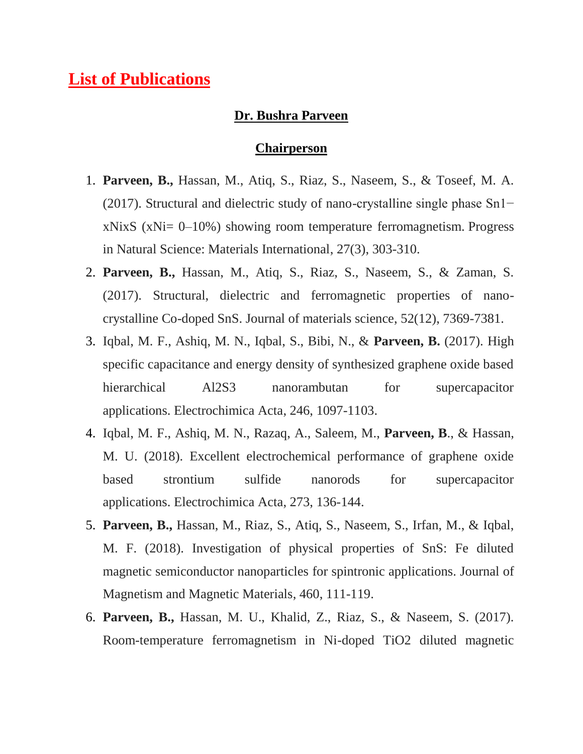# List of Publications

## Dr. Bushra Parveen

## Chairperson

1. **Parveen, B.,** Hassan, M., Atiq, S., Riaz, S., Naseem, S., & Toseef, M. A. (2017). Structural and dielectric study of nano-crystalline single phase $Sn_{1-x}Ni_xS$ ($x_{Ni}$= 0–10%) showing room temperature ferromagnetism. Progress in Natural Science: Materials International, 27(3), 303-310.
2. **Parveen, B.,** Hassan, M., Atiq, S., Riaz, S., Naseem, S., & Zaman, S. (2017). Structural, dielectric and ferromagnetic properties of nano-crystalline Co-doped SnS. Journal of materials science, 52(12), 7369-7381.
3. Iqbal, M. F., Ashiq, M. N., Iqbal, S., Bibi, N., & **Parveen, B.** (2017). High specific capacitance and energy density of synthesized graphene oxide based hierarchical $Al_2S_3$ nanorambutan for supercapacitor applications. Electrochimica Acta, 246, 1097-1103.
4. Iqbal, M. F., Ashiq, M. N., Razaq, A., Saleem, M., **Parveen, B**., & Hassan, M. U. (2018). Excellent electrochemical performance of graphene oxide based strontium sulfide nanorods for supercapacitor applications. Electrochimica Acta, 273, 136-144.
5. **Parveen, B.,** Hassan, M., Riaz, S., Atiq, S., Naseem, S., Irfan, M., & Iqbal, M. F. (2018). Investigation of physical properties of SnS: Fe diluted magnetic semiconductor nanoparticles for spintronic applications. Journal of Magnetism and Magnetic Materials, 460, 111-119.
6. **Parveen, B.,** Hassan, M. U., Khalid, Z., Riaz, S., & Naseem, S. (2017). Room-temperature ferromagnetism in Ni-doped $TiO_2$ diluted magnetic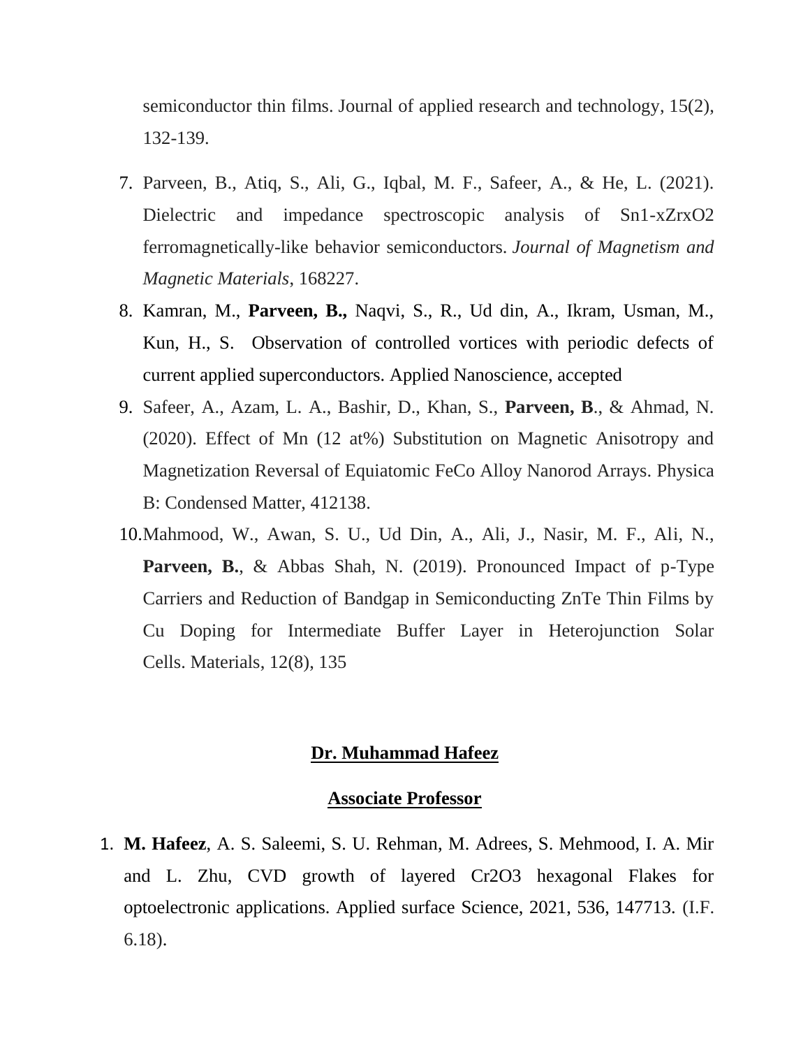semiconductor thin films. Journal of applied research and technology, 15(2), 132-139.

7. Parveen, B., Atiq, S., Ali, G., Iqbal, M. F., Safeer, A., & He, L. (2021). Dielectric and impedance spectroscopic analysis of $Sn_{1-x}Zr_xO_2$ ferromagnetically-like behavior semiconductors. *Journal of Magnetism and Magnetic Materials*, 168227.
8. Kamran, M., **Parveen, B.,** Naqvi, S., R., Ud din, A., Ikram, Usman, M., Kun, H., S. Observation of controlled vortices with periodic defects of current applied superconductors. Applied Nanoscience, accepted
9. Safeer, A., Azam, L. A., Bashir, D., Khan, S., **Parveen, B**., & Ahmad, N. (2020). Effect of Mn (12 at%) Substitution on Magnetic Anisotropy and Magnetization Reversal of Equiatomic FeCo Alloy Nanorod Arrays. Physica B: Condensed Matter, 412138.
10. Mahmood, W., Awan, S. U., Ud Din, A., Ali, J., Nasir, M. F., Ali, N., **Parveen, B.**, & Abbas Shah, N. (2019). Pronounced Impact of p-Type Carriers and Reduction of Bandgap in Semiconducting ZnTe Thin Films by Cu Doping for Intermediate Buffer Layer in Heterojunction Solar Cells. Materials, 12(8), 135

## Dr. Muhammad Hafeez

### Associate Professor

1. **M. Hafeez**, A. S. Saleemi, S. U. Rehman, M. Adrees, S. Mehmood, I. A. Mir and L. Zhu, CVD growth of layered $Cr_2O_3$ hexagonal Flakes for optoelectronic applications. Applied surface Science, 2021, 536, 147713. (I.F. 6.18).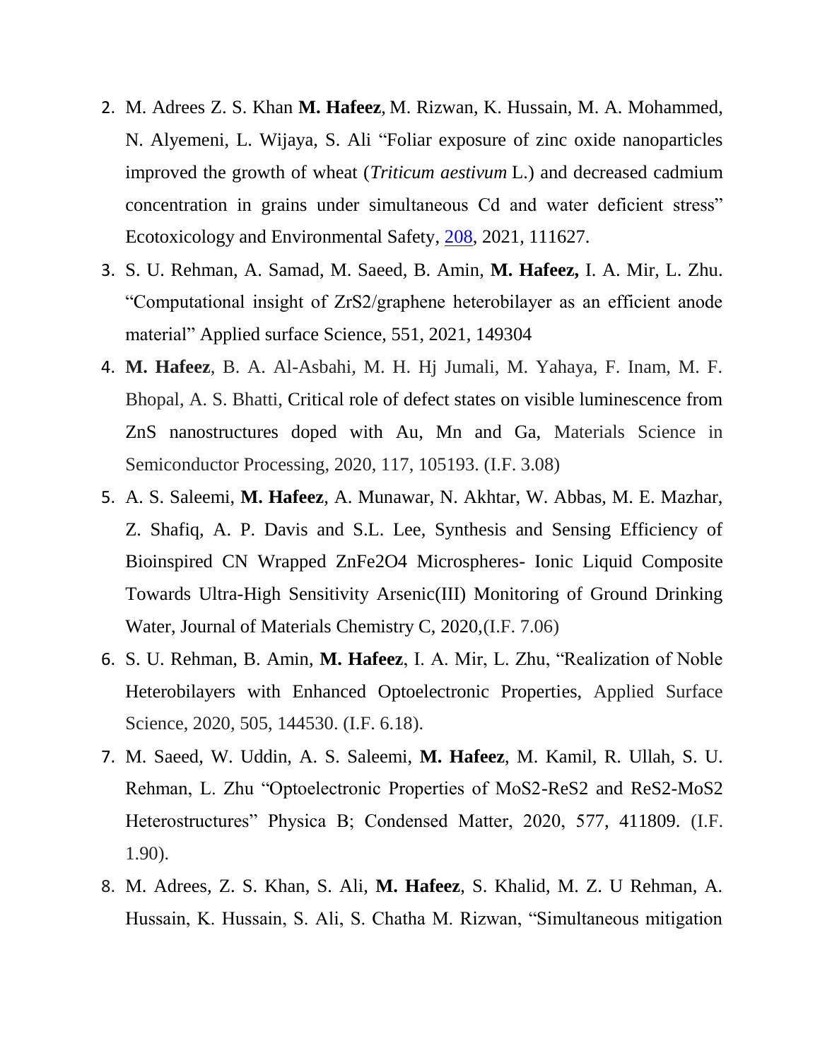2. M. Adrees Z. S. Khan **M. Hafeez**, M. Rizwan, K. Hussain, M. A. Mohammed, N. Alyemeni, L. Wijaya, S. Ali "Foliar exposure of zinc oxide nanoparticles improved the growth of wheat (*Triticum aestivum* L.) and decreased cadmium concentration in grains under simultaneous Cd and water deficient stress" Ecotoxicology and Environmental Safety, 208, 2021, 111627.
3. S. U. Rehman, A. Samad, M. Saeed, B. Amin, **M. Hafeez,** I. A. Mir, L. Zhu. "Computational insight of ZrS2/graphene heterobilayer as an efficient anode material" Applied surface Science, 551, 2021, 149304
4. **M. Hafeez**, B. A. Al-Asbahi, M. H. Hj Jumali, M. Yahaya, F. Inam, M. F. Bhopal, A. S. Bhatti, Critical role of defect states on visible luminescence from ZnS nanostructures doped with Au, Mn and Ga, Materials Science in Semiconductor Processing, 2020, 117, 105193. (I.F. 3.08)
5. A. S. Saleemi, **M. Hafeez**, A. Munawar, N. Akhtar, W. Abbas, M. E. Mazhar, Z. Shafiq, A. P. Davis and S.L. Lee, Synthesis and Sensing Efficiency of Bioinspired CN Wrapped ZnFe2O4 Microspheres- Ionic Liquid Composite Towards Ultra-High Sensitivity Arsenic(III) Monitoring of Ground Drinking Water, Journal of Materials Chemistry C, 2020,(I.F. 7.06)
6. S. U. Rehman, B. Amin, **M. Hafeez**, I. A. Mir, L. Zhu, "Realization of Noble Heterobilayers with Enhanced Optoelectronic Properties, Applied Surface Science, 2020, 505, 144530. (I.F. 6.18).
7. M. Saeed, W. Uddin, A. S. Saleemi, **M. Hafeez**, M. Kamil, R. Ullah, S. U. Rehman, L. Zhu "Optoelectronic Properties of MoS2-ReS2 and ReS2-MoS2 Heterostructures" Physica B; Condensed Matter, 2020, 577, 411809. (I.F. 1.90).
8. M. Adrees, Z. S. Khan, S. Ali, **M. Hafeez**, S. Khalid, M. Z. U Rehman, A. Hussain, K. Hussain, S. Ali, S. Chatha M. Rizwan, "Simultaneous mitigation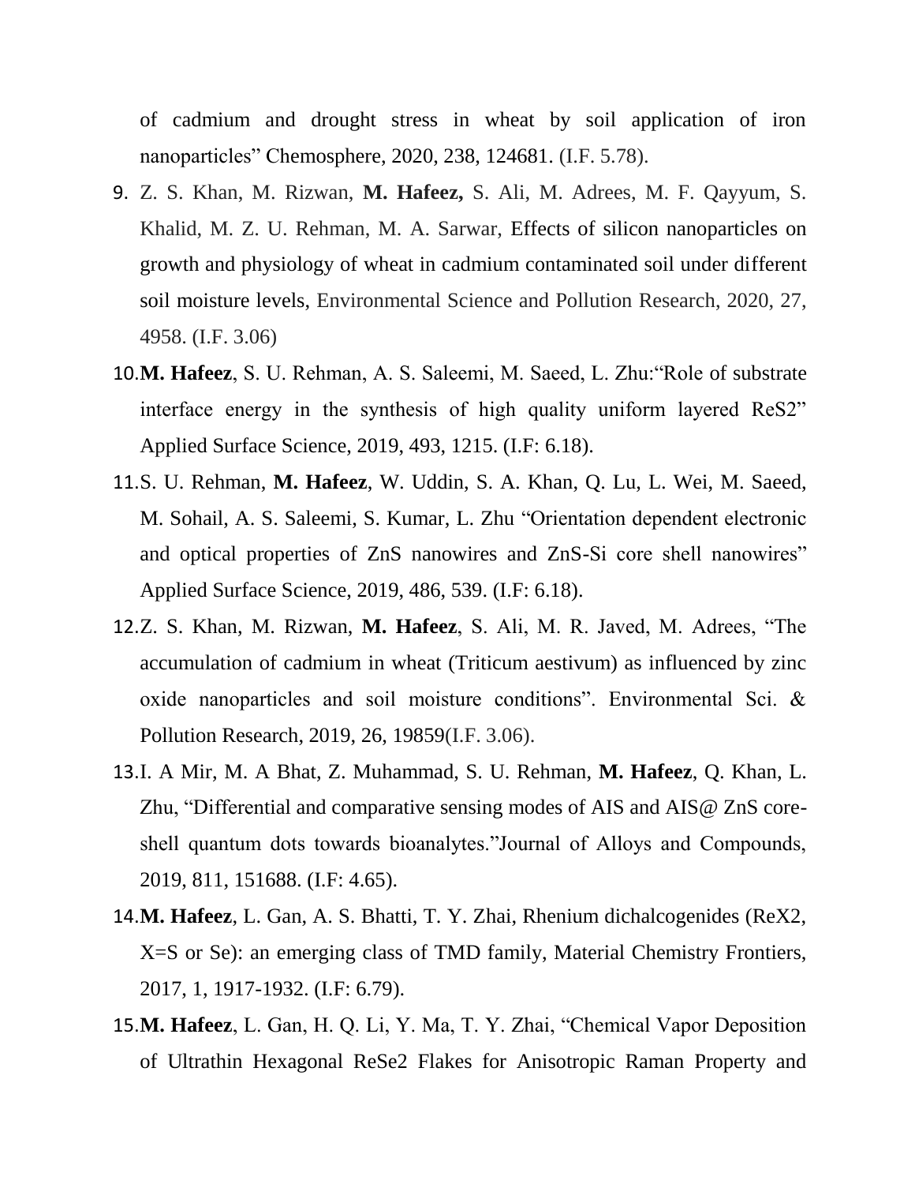of cadmium and drought stress in wheat by soil application of iron nanoparticles" Chemosphere, 2020, 238, 124681. (I.F. 5.78).

9. Z. S. Khan, M. Rizwan, **M. Hafeez,** S. Ali, M. Adrees, M. F. Qayyum, S. Khalid, M. Z. U. Rehman, M. A. Sarwar, Effects of silicon nanoparticles on growth and physiology of wheat in cadmium contaminated soil under different soil moisture levels, Environmental Science and Pollution Research, 2020, 27, 4958. (I.F. 3.06)
10. **M. Hafeez**, S. U. Rehman, A. S. Saleemi, M. Saeed, L. Zhu:"Role of substrate interface energy in the synthesis of high quality uniform layered ReS2" Applied Surface Science, 2019, 493, 1215. (I.F: 6.18).
11. S. U. Rehman, **M. Hafeez**, W. Uddin, S. A. Khan, Q. Lu, L. Wei, M. Saeed, M. Sohail, A. S. Saleemi, S. Kumar, L. Zhu "Orientation dependent electronic and optical properties of ZnS nanowires and ZnS-Si core shell nanowires" Applied Surface Science, 2019, 486, 539. (I.F: 6.18).
12. Z. S. Khan, M. Rizwan, **M. Hafeez**, S. Ali, M. R. Javed, M. Adrees, "The accumulation of cadmium in wheat (Triticum aestivum) as influenced by zinc oxide nanoparticles and soil moisture conditions". Environmental Sci. & Pollution Research, 2019, 26, 19859(I.F. 3.06).
13. I. A Mir, M. A Bhat, Z. Muhammad, S. U. Rehman, **M. Hafeez**, Q. Khan, L. Zhu, "Differential and comparative sensing modes of AIS and AIS@ ZnS core-shell quantum dots towards bioanalytes."Journal of Alloys and Compounds, 2019, 811, 151688. (I.F: 4.65).
14. **M. Hafeez**, L. Gan, A. S. Bhatti, T. Y. Zhai, Rhenium dichalcogenides (ReX2, X=S or Se): an emerging class of TMD family, Material Chemistry Frontiers, 2017, 1, 1917-1932. (I.F: 6.79).
15. **M. Hafeez**, L. Gan, H. Q. Li, Y. Ma, T. Y. Zhai, "Chemical Vapor Deposition of Ultrathin Hexagonal ReSe2 Flakes for Anisotropic Raman Property and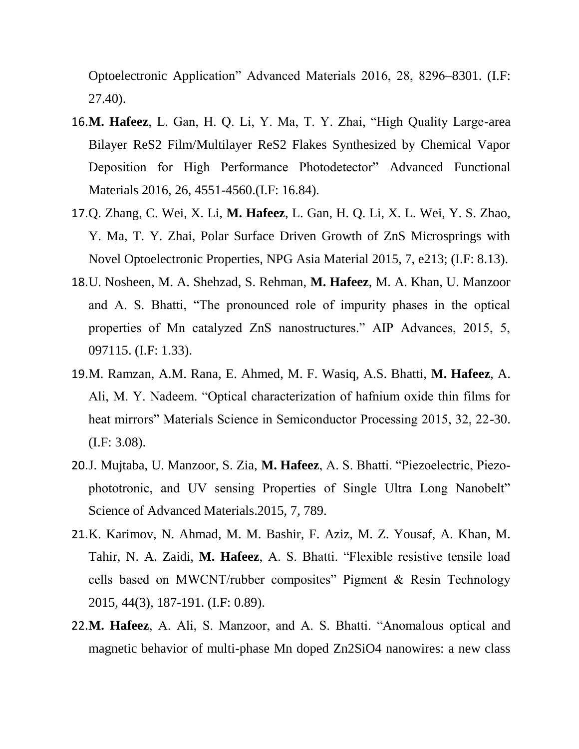Optoelectronic Application" Advanced Materials 2016, 28, 8296–8301. (I.F: 27.40).

16. **M. Hafeez**, L. Gan, H. Q. Li, Y. Ma, T. Y. Zhai, "High Quality Large-area Bilayer $ReS_2$ Film/Multilayer $ReS_2$ Flakes Synthesized by Chemical Vapor Deposition for High Performance Photodetector" Advanced Functional Materials 2016, 26, 4551-4560.(I.F: 16.84).
17. Q. Zhang, C. Wei, X. Li, **M. Hafeez**, L. Gan, H. Q. Li, X. L. Wei, Y. S. Zhao, Y. Ma, T. Y. Zhai, Polar Surface Driven Growth of ZnS Microsprings with Novel Optoelectronic Properties, NPG Asia Material 2015, 7, e213; (I.F: 8.13).
18. U. Nosheen, M. A. Shehzad, S. Rehman, **M. Hafeez**, M. A. Khan, U. Manzoor and A. S. Bhatti, "The pronounced role of impurity phases in the optical properties of Mn catalyzed ZnS nanostructures." AIP Advances, 2015, 5, 097115. (I.F: 1.33).
19. M. Ramzan, A.M. Rana, E. Ahmed, M. F. Wasiq, A.S. Bhatti, **M. Hafeez**, A. Ali, M. Y. Nadeem. "Optical characterization of hafnium oxide thin films for heat mirrors" Materials Science in Semiconductor Processing 2015, 32, 22-30. (I.F: 3.08).
20. J. Mujtaba, U. Manzoor, S. Zia, **M. Hafeez**, A. S. Bhatti. "Piezoelectric, Piezo-phototronic, and UV sensing Properties of Single Ultra Long Nanobelt" Science of Advanced Materials.2015, 7, 789.
21. K. Karimov, N. Ahmad, M. M. Bashir, F. Aziz, M. Z. Yousaf, A. Khan, M. Tahir, N. A. Zaidi, **M. Hafeez**, A. S. Bhatti. "Flexible resistive tensile load cells based on MWCNT/rubber composites" Pigment & Resin Technology 2015, 44(3), 187-191. (I.F: 0.89).
22. **M. Hafeez**, A. Ali, S. Manzoor, and A. S. Bhatti. "Anomalous optical and magnetic behavior of multi-phase Mn doped $Zn_2SiO_4$ nanowires: a new class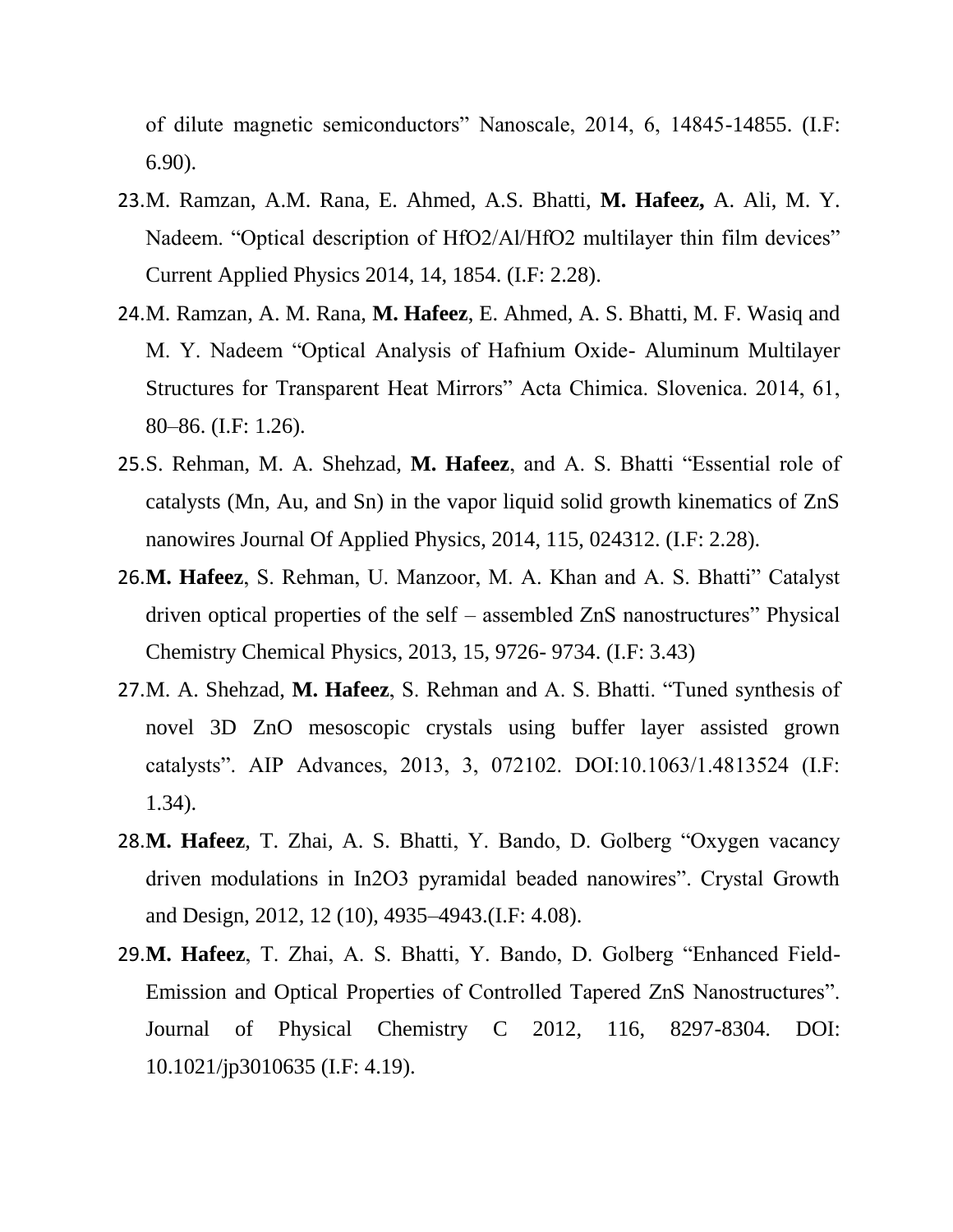of dilute magnetic semiconductors" Nanoscale, 2014, 6, 14845-14855. (I.F: 6.90).

23. M. Ramzan, A.M. Rana, E. Ahmed, A.S. Bhatti, **M. Hafeez,** A. Ali, M. Y. Nadeem. "Optical description of $HfO_2/Al/HfO_2$ multilayer thin film devices" Current Applied Physics 2014, 14, 1854. (I.F: 2.28).
24. M. Ramzan, A. M. Rana, **M. Hafeez**, E. Ahmed, A. S. Bhatti, M. F. Wasiq and M. Y. Nadeem "Optical Analysis of Hafnium Oxide- Aluminum Multilayer Structures for Transparent Heat Mirrors" Acta Chimica. Slovenica. 2014, 61, 80–86. (I.F: 1.26).
25. S. Rehman, M. A. Shehzad, **M. Hafeez**, and A. S. Bhatti "Essential role of catalysts (Mn, Au, and Sn) in the vapor liquid solid growth kinematics of ZnS nanowires Journal Of Applied Physics, 2014, 115, 024312. (I.F: 2.28).
26. **M. Hafeez**, S. Rehman, U. Manzoor, M. A. Khan and A. S. Bhatti" Catalyst driven optical properties of the self – assembled ZnS nanostructures" Physical Chemistry Chemical Physics, 2013, 15, 9726- 9734. (I.F: 3.43)
27. M. A. Shehzad, **M. Hafeez**, S. Rehman and A. S. Bhatti. "Tuned synthesis of novel 3D ZnO mesoscopic crystals using buffer layer assisted grown catalysts". AIP Advances, 2013, 3, 072102. DOI:10.1063/1.4813524 (I.F: 1.34).
28. **M. Hafeez**, T. Zhai, A. S. Bhatti, Y. Bando, D. Golberg "Oxygen vacancy driven modulations in $In_2O_3$ pyramidal beaded nanowires". Crystal Growth and Design, 2012, 12 (10), 4935–4943.(I.F: 4.08).
29. **M. Hafeez**, T. Zhai, A. S. Bhatti, Y. Bando, D. Golberg "Enhanced Field-Emission and Optical Properties of Controlled Tapered ZnS Nanostructures". Journal of Physical Chemistry C 2012, 116, 8297-8304. DOI: 10.1021/jp3010635 (I.F: 4.19).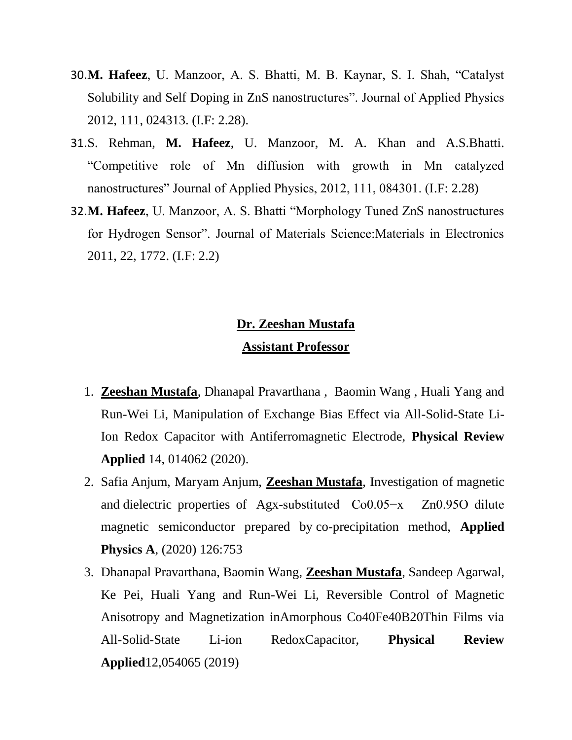30. **M. Hafeez**, U. Manzoor, A. S. Bhatti, M. B. Kaynar, S. I. Shah, "Catalyst Solubility and Self Doping in ZnS nanostructures". Journal of Applied Physics 2012, 111, 024313. (I.F: 2.28).
31. S. Rehman, **M. Hafeez**, U. Manzoor, M. A. Khan and A.S.Bhatti. "Competitive role of Mn diffusion with growth in Mn catalyzed nanostructures" Journal of Applied Physics, 2012, 111, 084301. (I.F: 2.28)
32. **M. Hafeez**, U. Manzoor, A. S. Bhatti "Morphology Tuned ZnS nanostructures for Hydrogen Sensor". Journal of Materials Science:Materials in Electronics 2011, 22, 1772. (I.F: 2.2)

## Dr. Zeeshan Mustafa

## Assistant Professor

1. **Zeeshan Mustafa**, Dhanapal Pravarthana , Baomin Wang , Huali Yang and Run-Wei Li, Manipulation of Exchange Bias Effect via All-Solid-State Li-Ion Redox Capacitor with Antiferromagnetic Electrode, **Physical Review Applied** 14, 014062 (2020).
2. Safia Anjum, Maryam Anjum, **Zeeshan Mustafa**, Investigation of magnetic and dielectric properties of Agx-substituted $Co_{0.05-x}Zn_{0.95}O$ dilute magnetic semiconductor prepared by co-precipitation method, **Applied Physics A**, (2020) 126:753
3. Dhanapal Pravarthana, Baomin Wang, **Zeeshan Mustafa**, Sandeep Agarwal, Ke Pei, Huali Yang and Run-Wei Li, Reversible Control of Magnetic Anisotropy and Magnetization inAmorphous $Co_{40}Fe_{40}B_{20}$Thin Films via All-Solid-State Li-ion RedoxCapacitor, **Physical Review Applied**12,054065 (2019)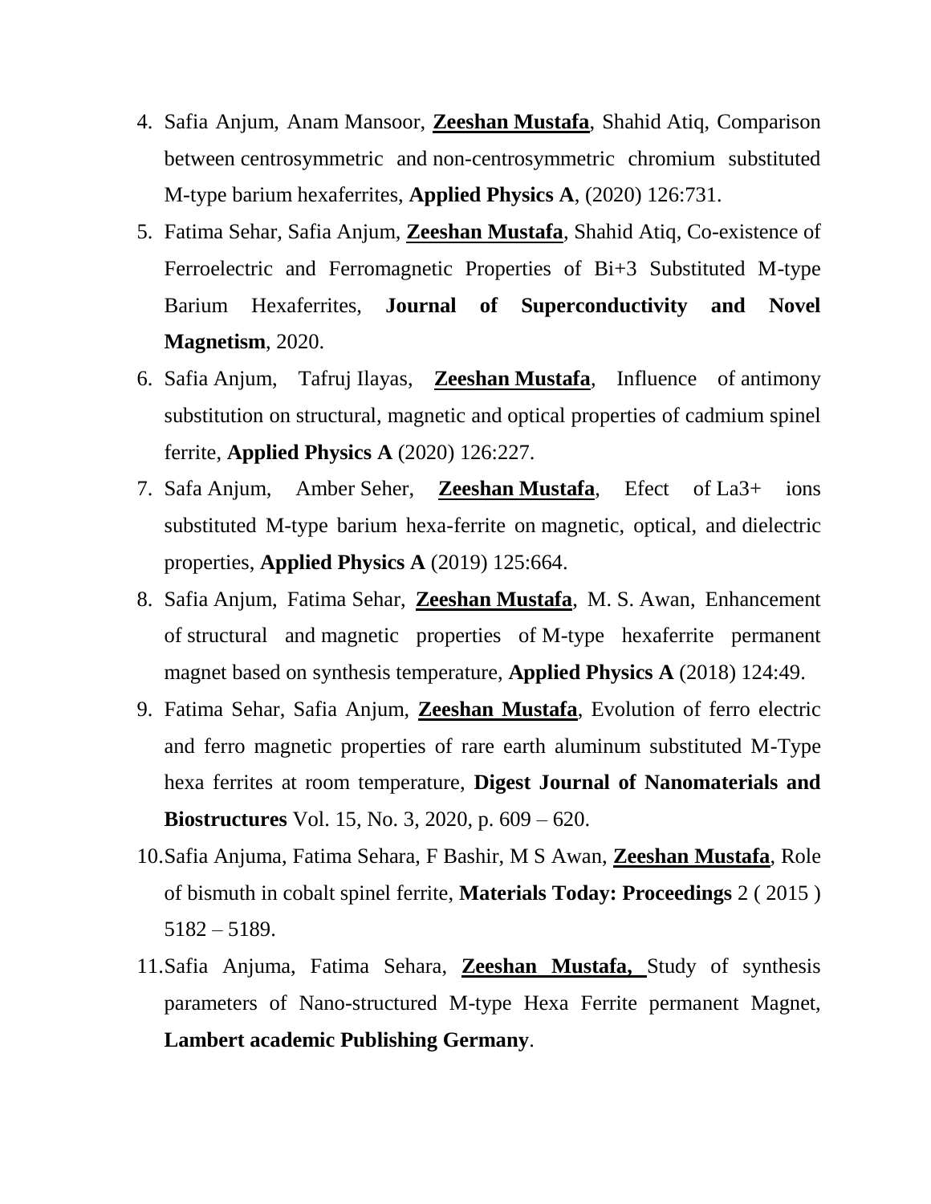4. Safia Anjum, Anam Mansoor, **Zeeshan Mustafa**, Shahid Atiq, Comparison between centrosymmetric and non-centrosymmetric chromium substituted M-type barium hexaferrites, **Applied Physics A**, (2020) 126:731.
5. Fatima Sehar, Safia Anjum, **Zeeshan Mustafa**, Shahid Atiq, Co-existence of Ferroelectric and Ferromagnetic Properties of Bi+3 Substituted M-type Barium Hexaferrites, **Journal of Superconductivity and Novel Magnetism**, 2020.
6. Safia Anjum, Tafruj Ilayas, **Zeeshan Mustafa**, Influence of antimony substitution on structural, magnetic and optical properties of cadmium spinel ferrite, **Applied Physics A** (2020) 126:227.
7. Safa Anjum, Amber Seher, **Zeeshan Mustafa**, Efect of La3+ ions substituted M-type barium hexa-ferrite on magnetic, optical, and dielectric properties, **Applied Physics A** (2019) 125:664.
8. Safia Anjum, Fatima Sehar, **Zeeshan Mustafa**, M. S. Awan, Enhancement of structural and magnetic properties of M-type hexaferrite permanent magnet based on synthesis temperature, **Applied Physics A** (2018) 124:49.
9. Fatima Sehar, Safia Anjum, **Zeeshan Mustafa**, Evolution of ferro electric and ferro magnetic properties of rare earth aluminum substituted M-Type hexa ferrites at room temperature, **Digest Journal of Nanomaterials and Biostructures** Vol. 15, No. 3, 2020, p. 609 – 620.
10. Safia Anjuma, Fatima Sehara, F Bashir, M S Awan, **Zeeshan Mustafa**, Role of bismuth in cobalt spinel ferrite, **Materials Today: Proceedings** 2 ( 2015 ) 5182 – 5189.
11. Safia Anjuma, Fatima Sehara, **Zeeshan Mustafa,** Study of synthesis parameters of Nano-structured M-type Hexa Ferrite permanent Magnet, **Lambert academic Publishing Germany**.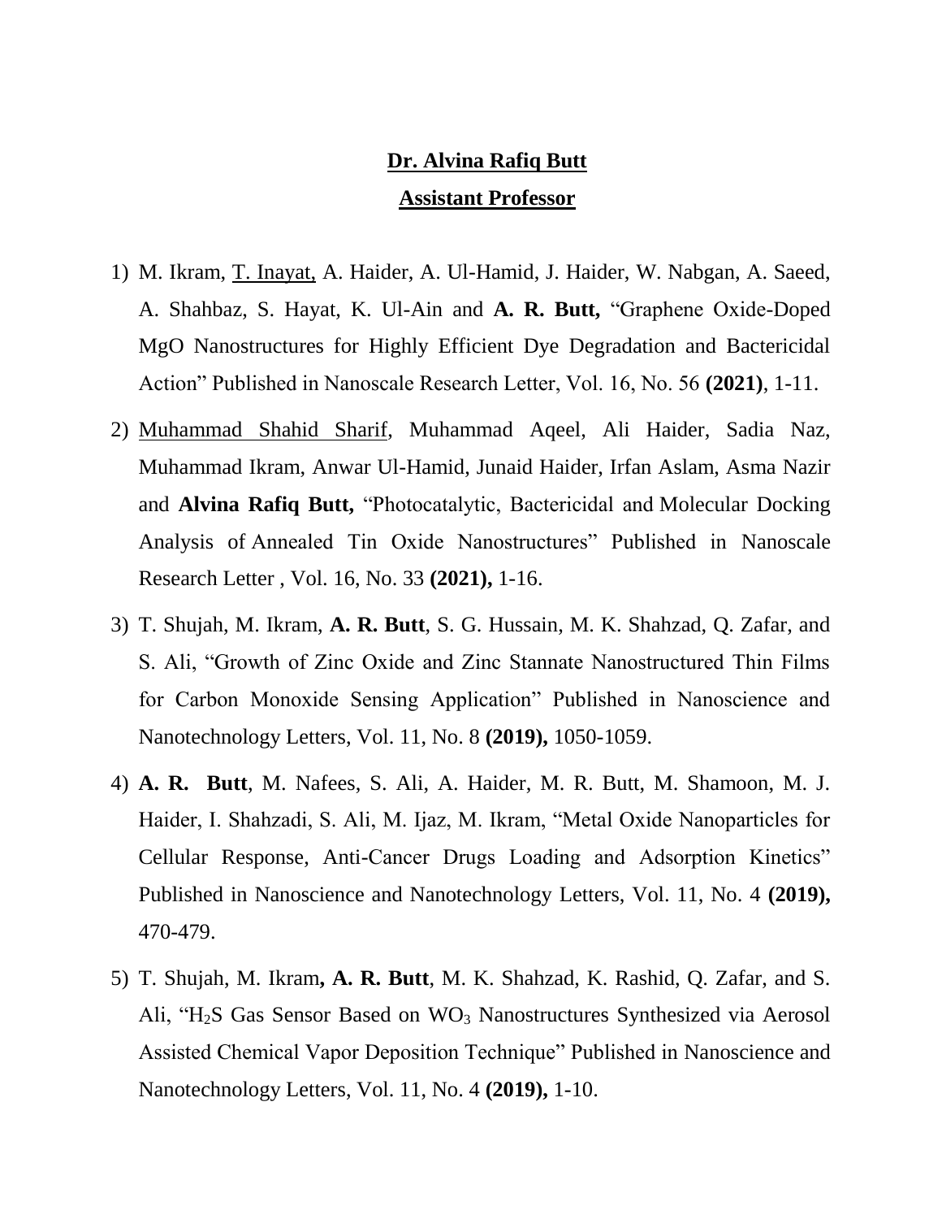**Dr. Alvina Rafiq Butt**

**Assistant Professor**

1) M. Ikram, T. Inayat, A. Haider, A. Ul-Hamid, J. Haider, W. Nabgan, A. Saeed, A. Shahbaz, S. Hayat, K. Ul-Ain and **A. R. Butt,** "Graphene Oxide-Doped MgO Nanostructures for Highly Efficient Dye Degradation and Bactericidal Action" Published in Nanoscale Research Letter, Vol. 16, No. 56 **(2021)**, 1-11.

2) Muhammad Shahid Sharif, Muhammad Aqeel, Ali Haider, Sadia Naz, Muhammad Ikram, Anwar Ul-Hamid, Junaid Haider, Irfan Aslam, Asma Nazir and **Alvina Rafiq Butt,** "Photocatalytic, Bactericidal and Molecular Docking Analysis of Annealed Tin Oxide Nanostructures" Published in Nanoscale Research Letter , Vol. 16, No. 33 **(2021),** 1-16.

3) T. Shujah, M. Ikram, **A. R. Butt**, S. G. Hussain, M. K. Shahzad, Q. Zafar, and S. Ali, "Growth of Zinc Oxide and Zinc Stannate Nanostructured Thin Films for Carbon Monoxide Sensing Application" Published in Nanoscience and Nanotechnology Letters, Vol. 11, No. 8 **(2019),** 1050-1059.

4) **A. R. Butt**, M. Nafees, S. Ali, A. Haider, M. R. Butt, M. Shamoon, M. J. Haider, I. Shahzadi, S. Ali, M. Ijaz, M. Ikram, "Metal Oxide Nanoparticles for Cellular Response, Anti-Cancer Drugs Loading and Adsorption Kinetics" Published in Nanoscience and Nanotechnology Letters, Vol. 11, No. 4 **(2019),** 470-479.

5) T. Shujah, M. Ikram**, A. R. Butt**, M. K. Shahzad, K. Rashid, Q. Zafar, and S. Ali, "$H_2S$ Gas Sensor Based on $WO_3$ Nanostructures Synthesized via Aerosol Assisted Chemical Vapor Deposition Technique" Published in Nanoscience and Nanotechnology Letters, Vol. 11, No. 4 **(2019),** 1-10.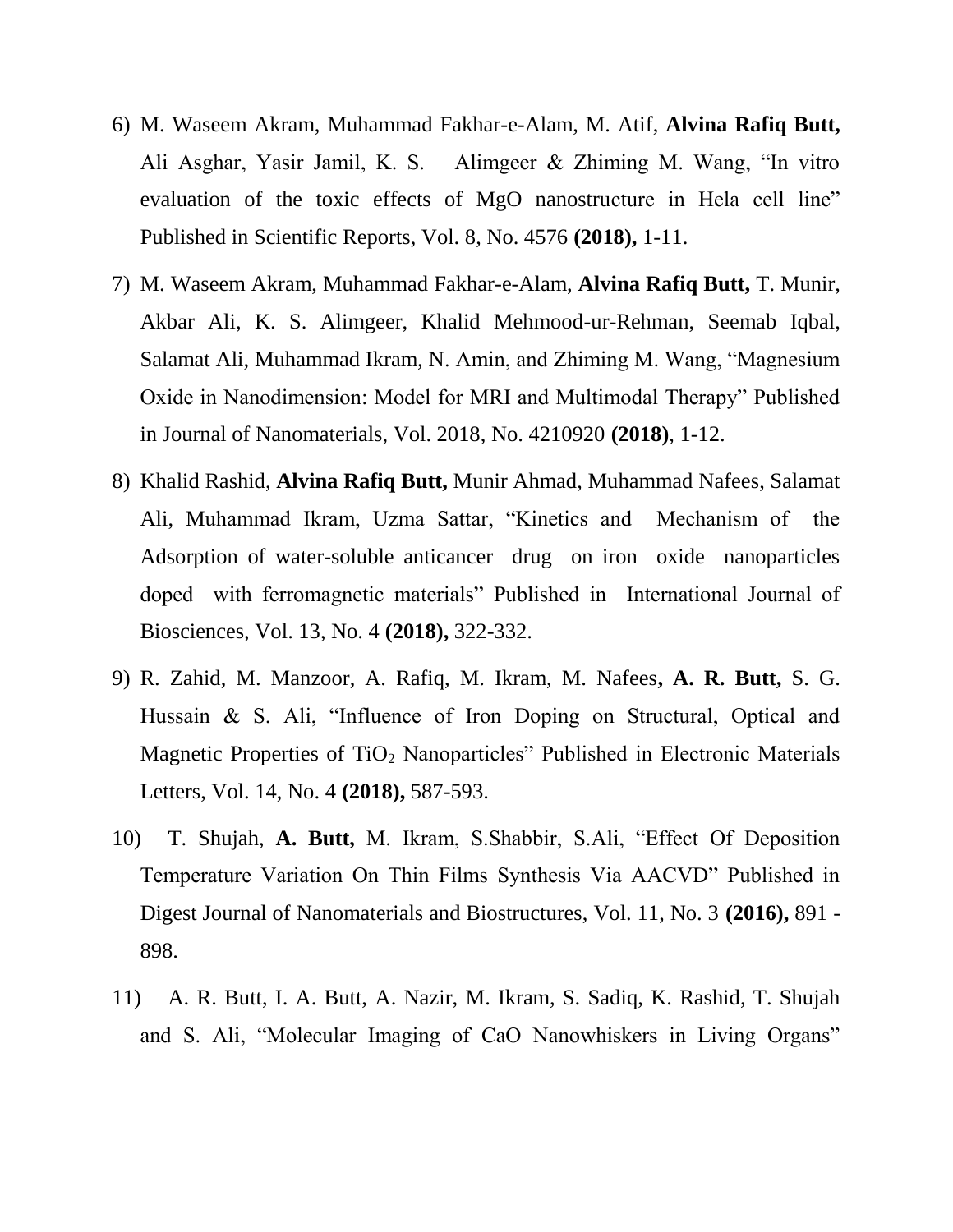6) M. Waseem Akram, Muhammad Fakhar-e-Alam, M. Atif, **Alvina Rafiq Butt,** Ali Asghar, Yasir Jamil, K. S. Alimgeer & Zhiming M. Wang, "In vitro evaluation of the toxic effects of MgO nanostructure in Hela cell line" Published in Scientific Reports, Vol. 8, No. 4576 **(2018),** 1-11.

7) M. Waseem Akram, Muhammad Fakhar-e-Alam, **Alvina Rafiq Butt,** T. Munir, Akbar Ali, K. S. Alimgeer, Khalid Mehmood-ur-Rehman, Seemab Iqbal, Salamat Ali, Muhammad Ikram, N. Amin, and Zhiming M. Wang, "Magnesium Oxide in Nanodimension: Model for MRI and Multimodal Therapy" Published in Journal of Nanomaterials, Vol. 2018, No. 4210920 **(2018)**, 1-12.

8) Khalid Rashid, **Alvina Rafiq Butt,** Munir Ahmad, Muhammad Nafees, Salamat Ali, Muhammad Ikram, Uzma Sattar, "Kinetics and Mechanism of the Adsorption of water-soluble anticancer drug on iron oxide nanoparticles doped with ferromagnetic materials" Published in International Journal of Biosciences, Vol. 13, No. 4 **(2018),** 322-332.

9) R. Zahid, M. Manzoor, A. Rafiq, M. Ikram, M. Nafees**, A. R. Butt,** S. G. Hussain & S. Ali, "Influence of Iron Doping on Structural, Optical and Magnetic Properties of $TiO_2$ Nanoparticles" Published in Electronic Materials Letters, Vol. 14, No. 4 **(2018),** 587-593.

10) T. Shujah, **A. Butt,** M. Ikram, S.Shabbir, S.Ali, "Effect Of Deposition Temperature Variation On Thin Films Synthesis Via AACVD" Published in Digest Journal of Nanomaterials and Biostructures, Vol. 11, No. 3 **(2016),** 891 - 898.

11) A. R. Butt, I. A. Butt, A. Nazir, M. Ikram, S. Sadiq, K. Rashid, T. Shujah and S. Ali, "Molecular Imaging of CaO Nanowhiskers in Living Organs"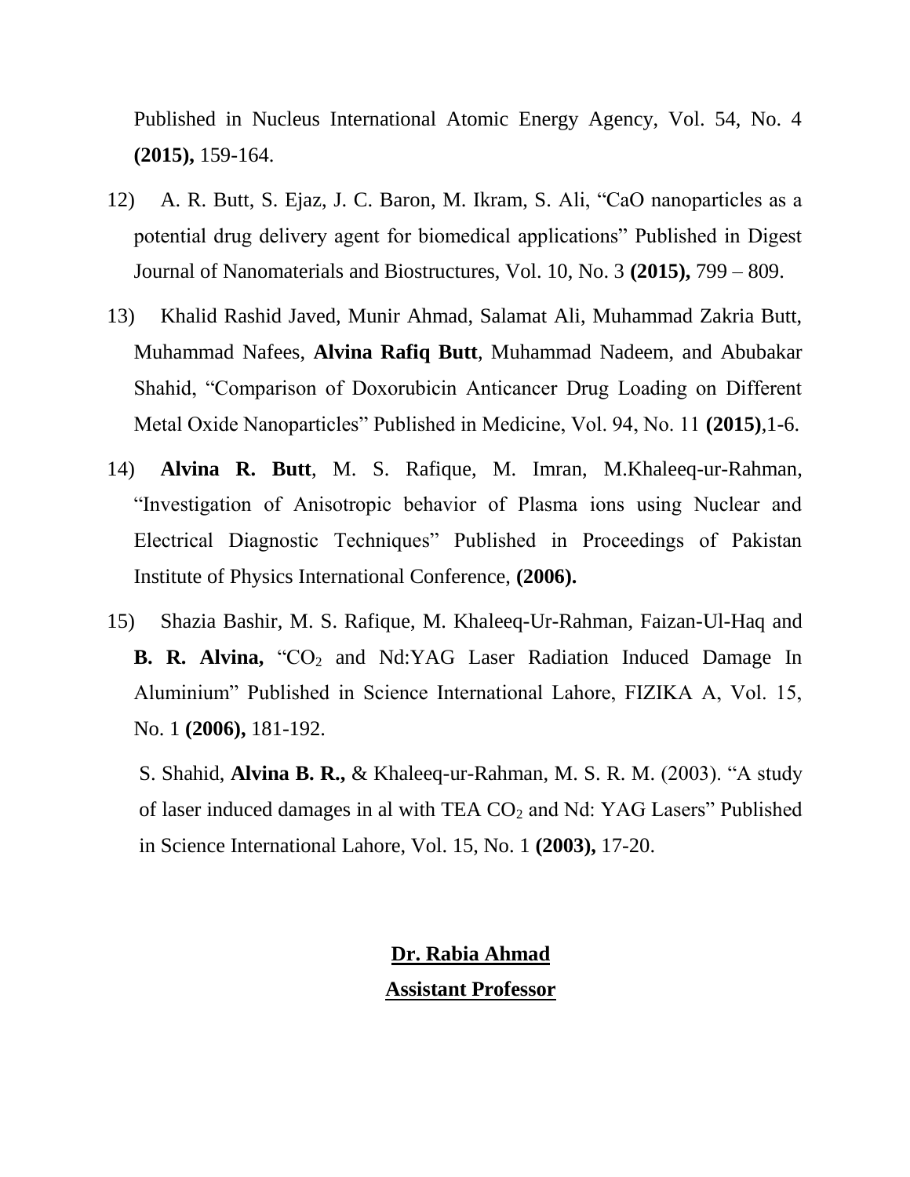Published in Nucleus International Atomic Energy Agency, Vol. 54, No. 4 **(2015),** 159-164.

12) A. R. Butt, S. Ejaz, J. C. Baron, M. Ikram, S. Ali, "CaO nanoparticles as a potential drug delivery agent for biomedical applications" Published in Digest Journal of Nanomaterials and Biostructures, Vol. 10, No. 3 **(2015),** 799 – 809.

13) Khalid Rashid Javed, Munir Ahmad, Salamat Ali, Muhammad Zakria Butt, Muhammad Nafees, **Alvina Rafiq Butt**, Muhammad Nadeem, and Abubakar Shahid, "Comparison of Doxorubicin Anticancer Drug Loading on Different Metal Oxide Nanoparticles" Published in Medicine, Vol. 94, No. 11 **(2015)**,1-6.

14) **Alvina R. Butt**, M. S. Rafique, M. Imran, M.Khaleeq-ur-Rahman, "Investigation of Anisotropic behavior of Plasma ions using Nuclear and Electrical Diagnostic Techniques" Published in Proceedings of Pakistan Institute of Physics International Conference, **(2006).**

15) Shazia Bashir, M. S. Rafique, M. Khaleeq-Ur-Rahman, Faizan-Ul-Haq and **B. R. Alvina,** "$CO_2$ and Nd:YAG Laser Radiation Induced Damage In Aluminium" Published in Science International Lahore, FIZIKA A, Vol. 15, No. 1 **(2006),** 181-192.

S. Shahid, **Alvina B. R.,** & Khaleeq-ur-Rahman, M. S. R. M. (2003). "A study of laser induced damages in al with TEA $CO_2$ and Nd: YAG Lasers" Published in Science International Lahore, Vol. 15, No. 1 **(2003),** 17-20.

**Dr. Rabia Ahmad**

**Assistant Professor**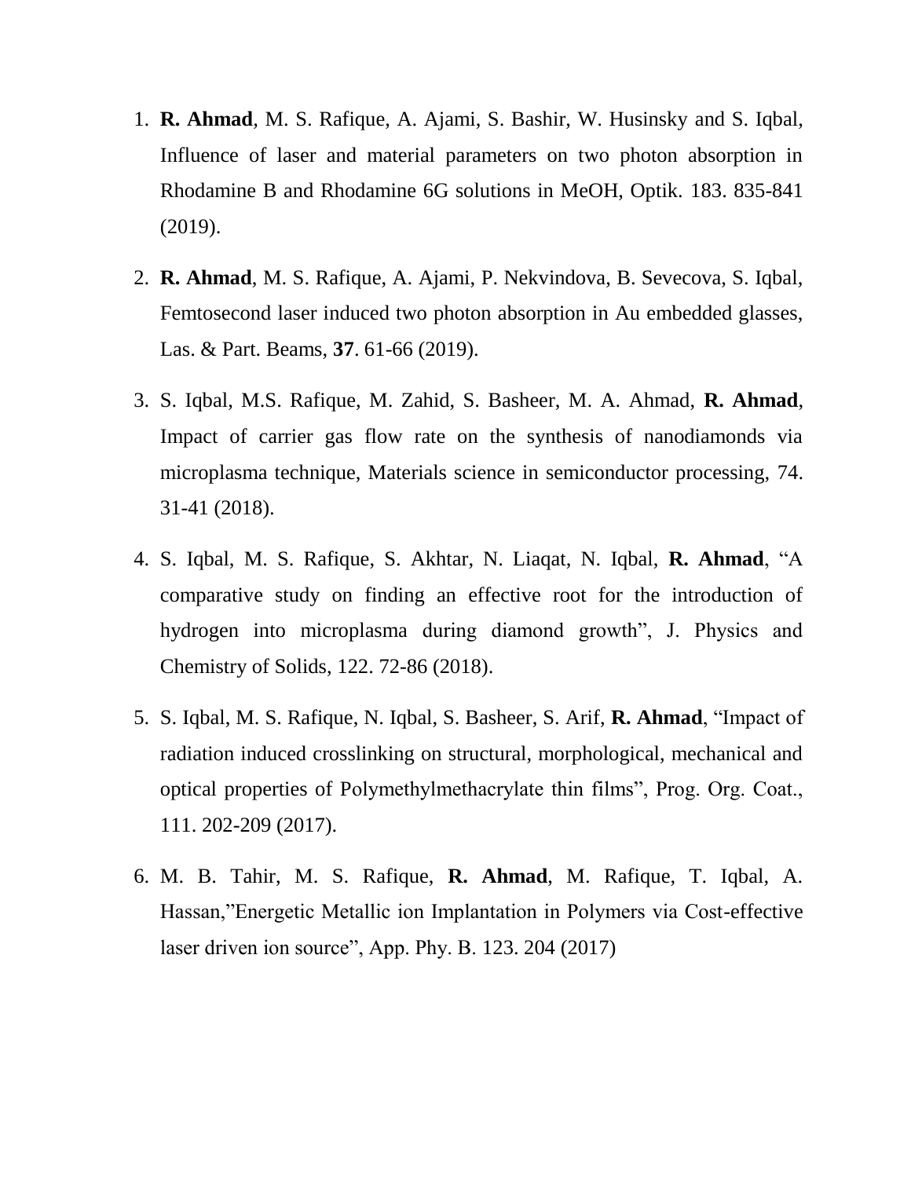1. **R. Ahmad**, M. S. Rafique, A. Ajami, S. Bashir, W. Husinsky and S. Iqbal, Influence of laser and material parameters on two photon absorption in Rhodamine B and Rhodamine 6G solutions in MeOH, Optik. 183. 835-841 (2019).

2. **R. Ahmad**, M. S. Rafique, A. Ajami, P. Nekvindova, B. Sevecova, S. Iqbal, Femtosecond laser induced two photon absorption in Au embedded glasses, Las. & Part. Beams, **37**. 61-66 (2019).

3. S. Iqbal, M.S. Rafique, M. Zahid, S. Basheer, M. A. Ahmad, **R. Ahmad**, Impact of carrier gas flow rate on the synthesis of nanodiamonds via microplasma technique, Materials science in semiconductor processing, 74. 31-41 (2018).

4. S. Iqbal, M. S. Rafique, S. Akhtar, N. Liaqat, N. Iqbal, **R. Ahmad**, "A comparative study on finding an effective root for the introduction of hydrogen into microplasma during diamond growth", J. Physics and Chemistry of Solids, 122. 72-86 (2018).

5. S. Iqbal, M. S. Rafique, N. Iqbal, S. Basheer, S. Arif, **R. Ahmad**, "Impact of radiation induced crosslinking on structural, morphological, mechanical and optical properties of Polymethylmethacrylate thin films", Prog. Org. Coat., 111. 202-209 (2017).

6. M. B. Tahir, M. S. Rafique, **R. Ahmad**, M. Rafique, T. Iqbal, A. Hassan,"Energetic Metallic ion Implantation in Polymers via Cost-effective laser driven ion source", App. Phy. B. 123. 204 (2017)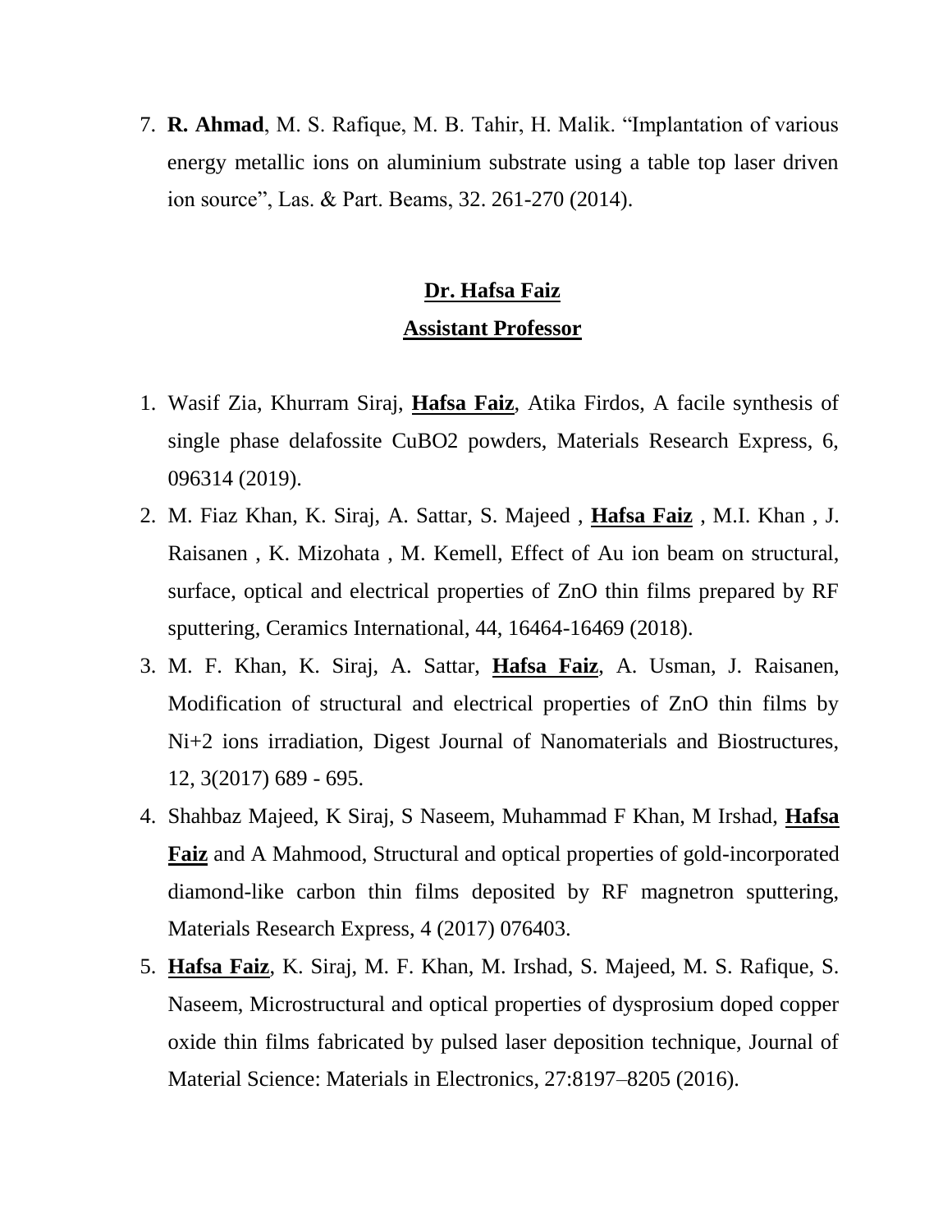7. **R. Ahmad**, M. S. Rafique, M. B. Tahir, H. Malik. “Implantation of various energy metallic ions on aluminium substrate using a table top laser driven ion source”, Las. & Part. Beams, 32. 261-270 (2014).

## Dr. Hafsa Faiz
## Assistant Professor

1. Wasif Zia, Khurram Siraj, **Hafsa Faiz**, Atika Firdos, A facile synthesis of single phase delafossite $CuBO_2$ powders, Materials Research Express, 6, 096314 (2019).
2. M. Fiaz Khan, K. Siraj, A. Sattar, S. Majeed , **Hafsa Faiz** , M.I. Khan , J. Raisanen , K. Mizohata , M. Kemell, Effect of Au ion beam on structural, surface, optical and electrical properties of ZnO thin films prepared by RF sputtering, Ceramics International, 44, 16464-16469 (2018).
3. M. F. Khan, K. Siraj, A. Sattar, **Hafsa Faiz**, A. Usman, J. Raisanen, Modification of structural and electrical properties of ZnO thin films by $Ni^{+2}$ ions irradiation, Digest Journal of Nanomaterials and Biostructures, 12, 3(2017) 689 - 695.
4. Shahbaz Majeed, K Siraj, S Naseem, Muhammad F Khan, M Irshad, **Hafsa Faiz** and A Mahmood, Structural and optical properties of gold-incorporated diamond-like carbon thin films deposited by RF magnetron sputtering, Materials Research Express, 4 (2017) 076403.
5. **Hafsa Faiz**, K. Siraj, M. F. Khan, M. Irshad, S. Majeed, M. S. Rafique, S. Naseem, Microstructural and optical properties of dysprosium doped copper oxide thin films fabricated by pulsed laser deposition technique, Journal of Material Science: Materials in Electronics, 27:8197–8205 (2016).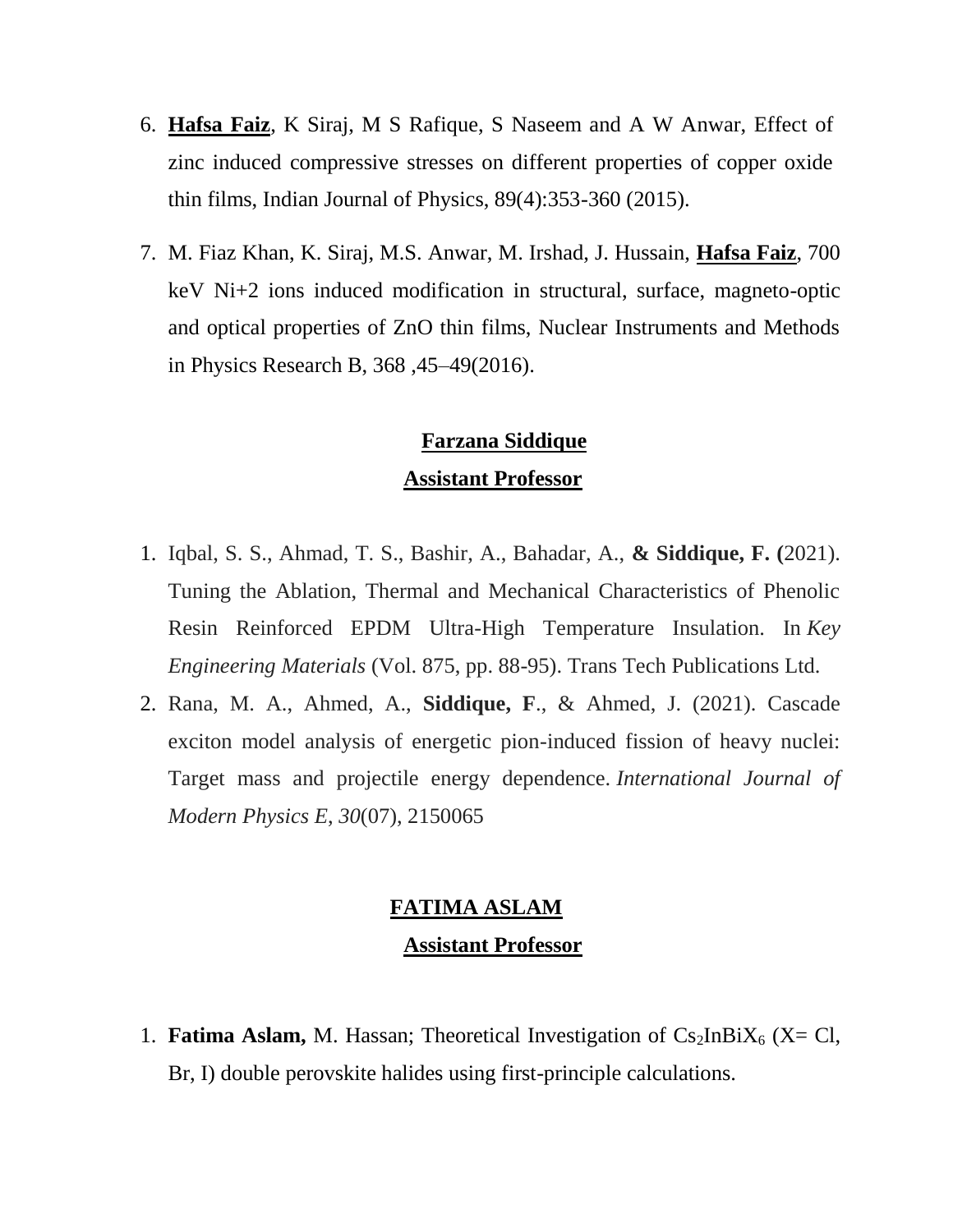6. **Hafsa Faiz**, K Siraj, M S Rafique, S Naseem and A W Anwar, Effect of zinc induced compressive stresses on different properties of copper oxide thin films, Indian Journal of Physics, 89(4):353-360 (2015).
7. M. Fiaz Khan, K. Siraj, M.S. Anwar, M. Irshad, J. Hussain, **Hafsa Faiz**, 700 keV Ni+2 ions induced modification in structural, surface, magneto-optic and optical properties of ZnO thin films, Nuclear Instruments and Methods in Physics Research B, 368 ,45–49(2016).

## Farzana Siddique
## Assistant Professor

1. Iqbal, S. S., Ahmad, T. S., Bashir, A., Bahadar, A., **& Siddique, F. (**2021). Tuning the Ablation, Thermal and Mechanical Characteristics of Phenolic Resin Reinforced EPDM Ultra-High Temperature Insulation. In *Key Engineering Materials* (Vol. 875, pp. 88-95). Trans Tech Publications Ltd.
2. Rana, M. A., Ahmed, A., **Siddique, F**., & Ahmed, J. (2021). Cascade exciton model analysis of energetic pion-induced fission of heavy nuclei: Target mass and projectile energy dependence. *International Journal of Modern Physics E*, *30*(07), 2150065

## FATIMA ASLAM
## Assistant Professor

1. **Fatima Aslam,** M. Hassan; Theoretical Investigation of $Cs_2InBiX_6$ (X= Cl, Br, I) double perovskite halides using first-principle calculations.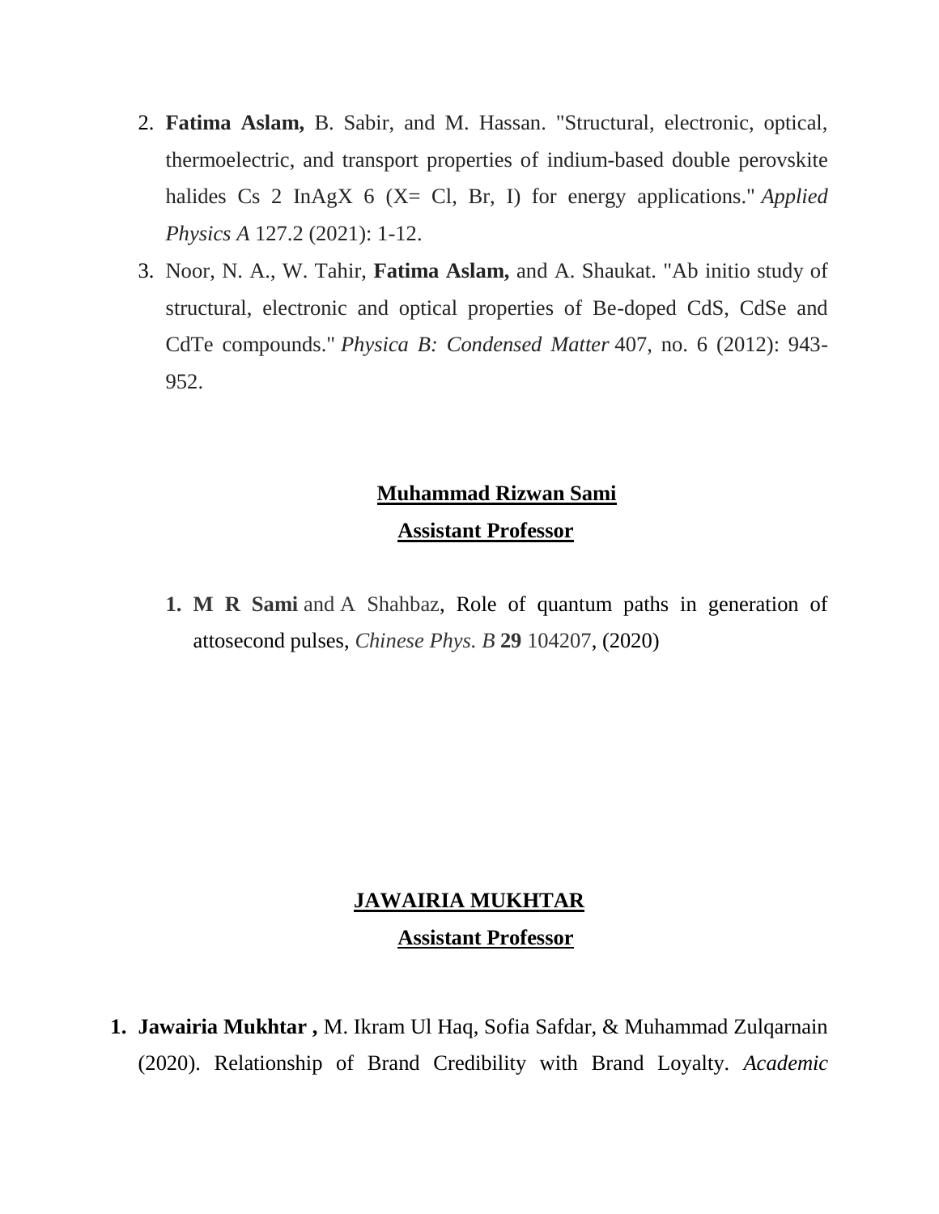2. **Fatima Aslam,** B. Sabir, and M. Hassan. "Structural, electronic, optical, thermoelectric, and transport properties of indium-based double perovskite halides Cs 2 InAgX 6 (X= Cl, Br, I) for energy applications." *Applied Physics A* 127.2 (2021): 1-12.
3. Noor, N. A., W. Tahir, **Fatima Aslam,** and A. Shaukat. "Ab initio study of structural, electronic and optical properties of Be-doped CdS, CdSe and CdTe compounds." *Physica B: Condensed Matter* 407, no. 6 (2012): 943-952.

## Muhammad Rizwan Sami

**Assistant Professor**

1. **M R Sami** and A Shahbaz, Role of quantum paths in generation of attosecond pulses, *Chinese Phys. B* **29** 104207, (2020)

## JAWAIRIA MUKHTAR

**Assistant Professor**

1. **Jawairia Mukhtar ,** M. Ikram Ul Haq, Sofia Safdar, & Muhammad Zulqarnain (2020). Relationship of Brand Credibility with Brand Loyalty. *Academic*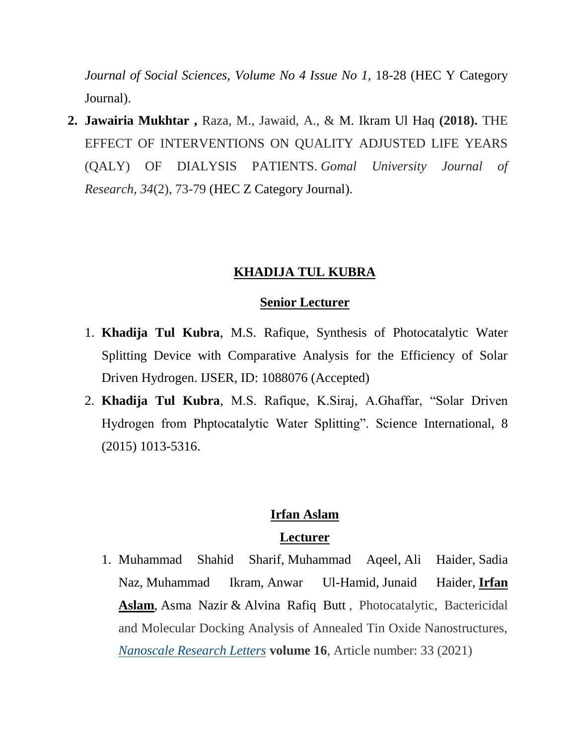*Journal of Social Sciences, Volume No 4 Issue No 1,* 18-28 (HEC Y Category Journal).

2. **Jawairia Mukhtar ,** Raza, M., Jawaid, A., & M. Ikram Ul Haq **(2018).** THE EFFECT OF INTERVENTIONS ON QUALITY ADJUSTED LIFE YEARS (QALY) OF DIALYSIS PATIENTS. *Gomal University Journal of Research*, *34*(2), 73-79 (HEC Z Category Journal).

## KHADIJA TUL KUBRA

### Senior Lecturer

1. **Khadija Tul Kubra**, M.S. Rafique, Synthesis of Photocatalytic Water Splitting Device with Comparative Analysis for the Efficiency of Solar Driven Hydrogen. IJSER, ID: 1088076 (Accepted)
2. **Khadija Tul Kubra**, M.S. Rafique, K.Siraj, A.Ghaffar, "Solar Driven Hydrogen from Phptocatalytic Water Splitting". Science International, 8 (2015) 1013-5316.

## Irfan Aslam

### Lecturer

1. Muhammad Shahid Sharif, Muhammad Aqeel, Ali Haider, Sadia Naz, Muhammad Ikram, Anwar Ul-Hamid, Junaid Haider, **Irfan Aslam**, Asma Nazir & Alvina Rafiq Butt , Photocatalytic, Bactericidal and Molecular Docking Analysis of Annealed Tin Oxide Nanostructures, *Nanoscale Research Letters* **volume 16**, Article number: 33 (2021)